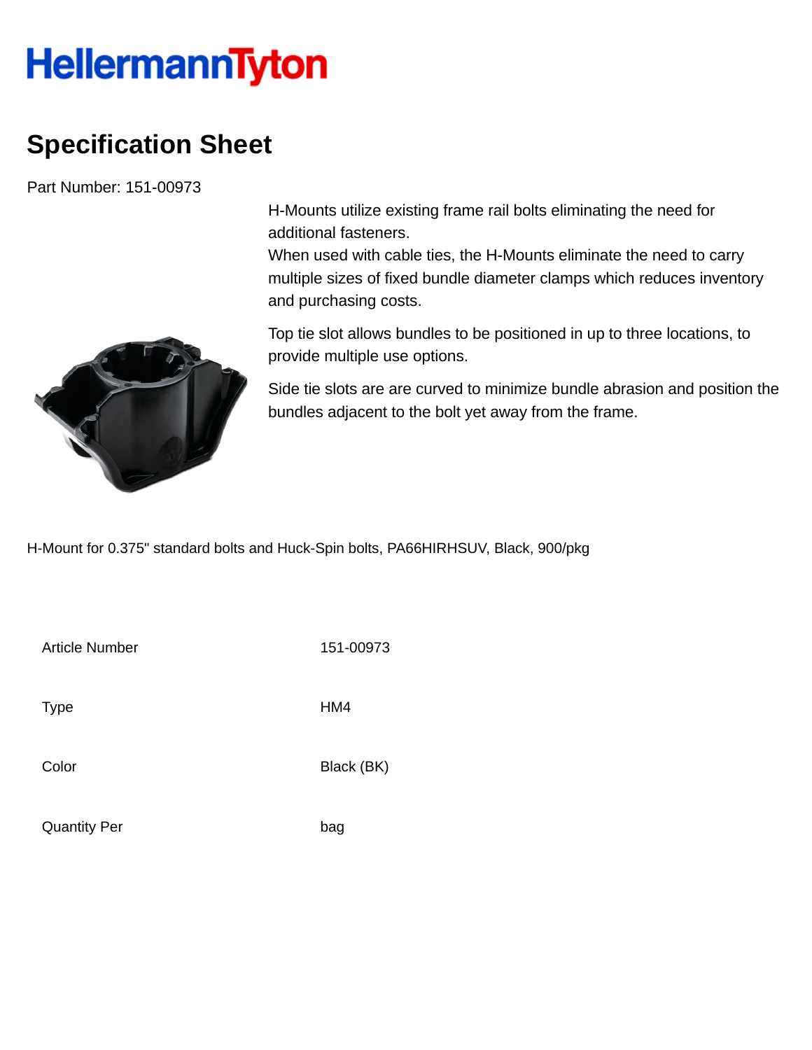HellermannTyton

# Specification Sheet

Part Number: 151-00973

H-Mounts utilize existing frame rail bolts eliminating the need for additional fasteners.
When used with cable ties, the H-Mounts eliminate the need to carry multiple sizes of fixed bundle diameter clamps which reduces inventory and purchasing costs.

Top tie slot allows bundles to be positioned in up to three locations, to provide multiple use options.

Side tie slots are are curved to minimize bundle abrasion and position the bundles adjacent to the bolt yet away from the frame.

H-Mount for 0.375" standard bolts and Huck-Spin bolts, PA66HIRHSUV, Black, 900/pkg

| | |
|---|---|
| Article Number | 151-00973 |
| Type | HM4 |
| Color | Black (BK) |
| Quantity Per | bag |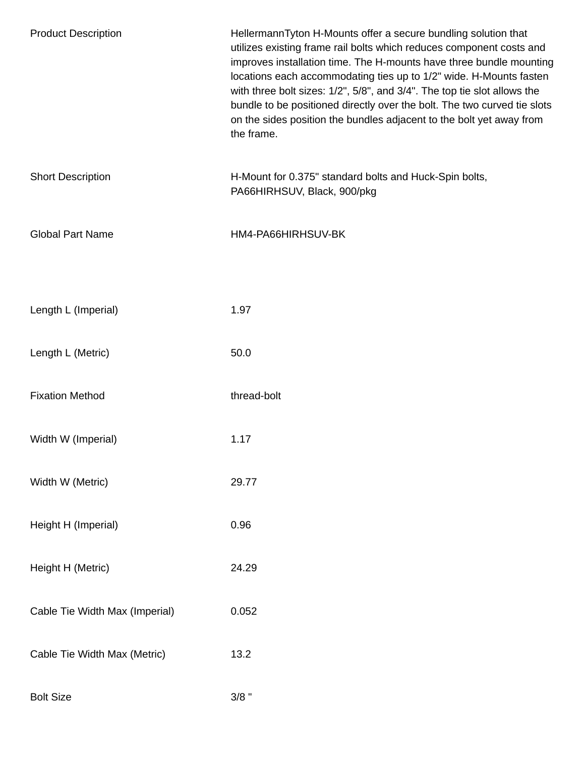| | |
|---|---|
| Product Description | HellermannTyton H-Mounts offer a secure bundling solution that utilizes existing frame rail bolts which reduces component costs and improves installation time. The H-mounts have three bundle mounting locations each accommodating ties up to 1/2" wide. H-Mounts fasten with three bolt sizes: 1/2", 5/8", and 3/4". The top tie slot allows the bundle to be positioned directly over the bolt. The two curved tie slots on the sides position the bundles adjacent to the bolt yet away from the frame. |
| Short Description | H-Mount for 0.375" standard bolts and Huck-Spin bolts, PA66HIRHSUV, Black, 900/pkg |
| Global Part Name | HM4-PA66HIRHSUV-BK |
| Length L (Imperial) | 1.97 |
| Length L (Metric) | 50.0 |
| Fixation Method | thread-bolt |
| Width W (Imperial) | 1.17 |
| Width W (Metric) | 29.77 |
| Height H (Imperial) | 0.96 |
| Height H (Metric) | 24.29 |
| Cable Tie Width Max (Imperial) | 0.052 |
| Cable Tie Width Max (Metric) | 13.2 |
| Bolt Size | 3/8 " |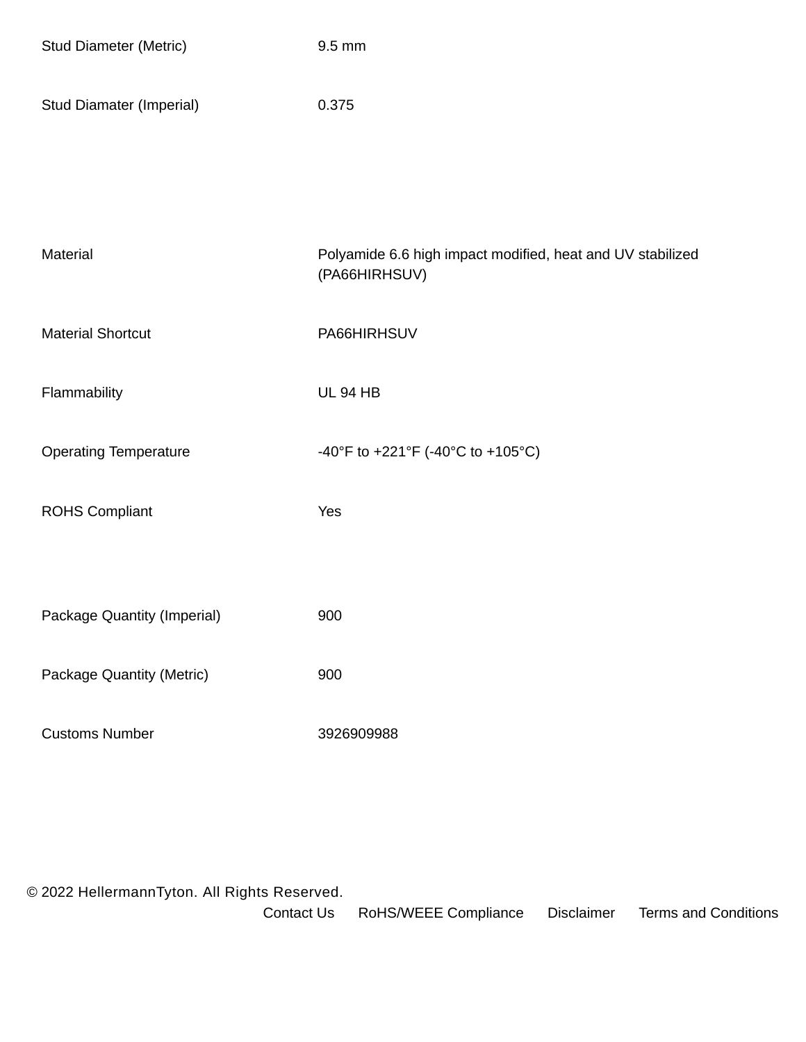| | |
|---|---|
| Stud Diameter (Metric) | 9.5 mm |
| Stud Diamater (Imperial) | 0.375 |

| | |
|---|---|
| Material | Polyamide 6.6 high impact modified, heat and UV stabilized (PA66HIRHSUV) |
| Material Shortcut | PA66HIRHSUV |
| Flammability | UL 94 HB |
| Operating Temperature | -40°F to +221°F (-40°C to +105°C) |
| ROHS Compliant | Yes |

| | |
|---|---|
| Package Quantity (Imperial) | 900 |
| Package Quantity (Metric) | 900 |
| Customs Number | 3926909988 |

© 2022 HellermannTyton. All Rights Reserved.

Contact Us RoHS/WEEE Compliance Disclaimer Terms and Conditions